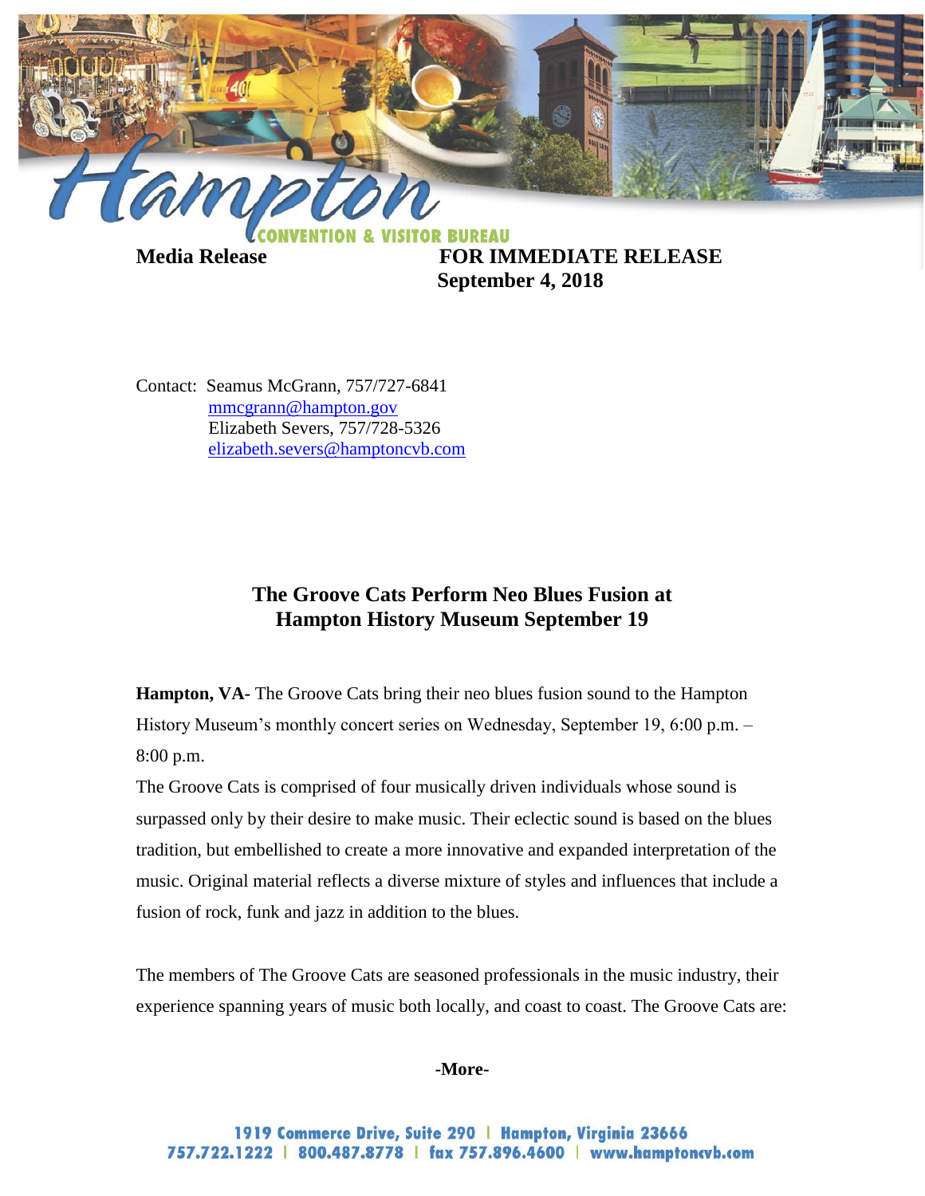Hampton CONVENTION & VISITOR BUREAU

**Media Release** **FOR IMMEDIATE RELEASE**
**September 4, 2018**

Contact: Seamus McGrann, 757/727-6841
mmcgrann@hampton.gov
Elizabeth Severs, 757/728-5326
elizabeth.severs@hamptoncvb.com

## The Groove Cats Perform Neo Blues Fusion at Hampton History Museum September 19

**Hampton, VA-** The Groove Cats bring their neo blues fusion sound to the Hampton History Museum's monthly concert series on Wednesday, September 19, 6:00 p.m. – 8:00 p.m.

The Groove Cats is comprised of four musically driven individuals whose sound is surpassed only by their desire to make music. Their eclectic sound is based on the blues tradition, but embellished to create a more innovative and expanded interpretation of the music. Original material reflects a diverse mixture of styles and influences that include a fusion of rock, funk and jazz in addition to the blues.

The members of The Groove Cats are seasoned professionals in the music industry, their experience spanning years of music both locally, and coast to coast. The Groove Cats are:

**-More-**

1919 Commerce Drive, Suite 290 | Hampton, Virginia 23666
757.722.1222 | 800.487.8778 | fax 757.896.4600 | www.hamptoncvb.com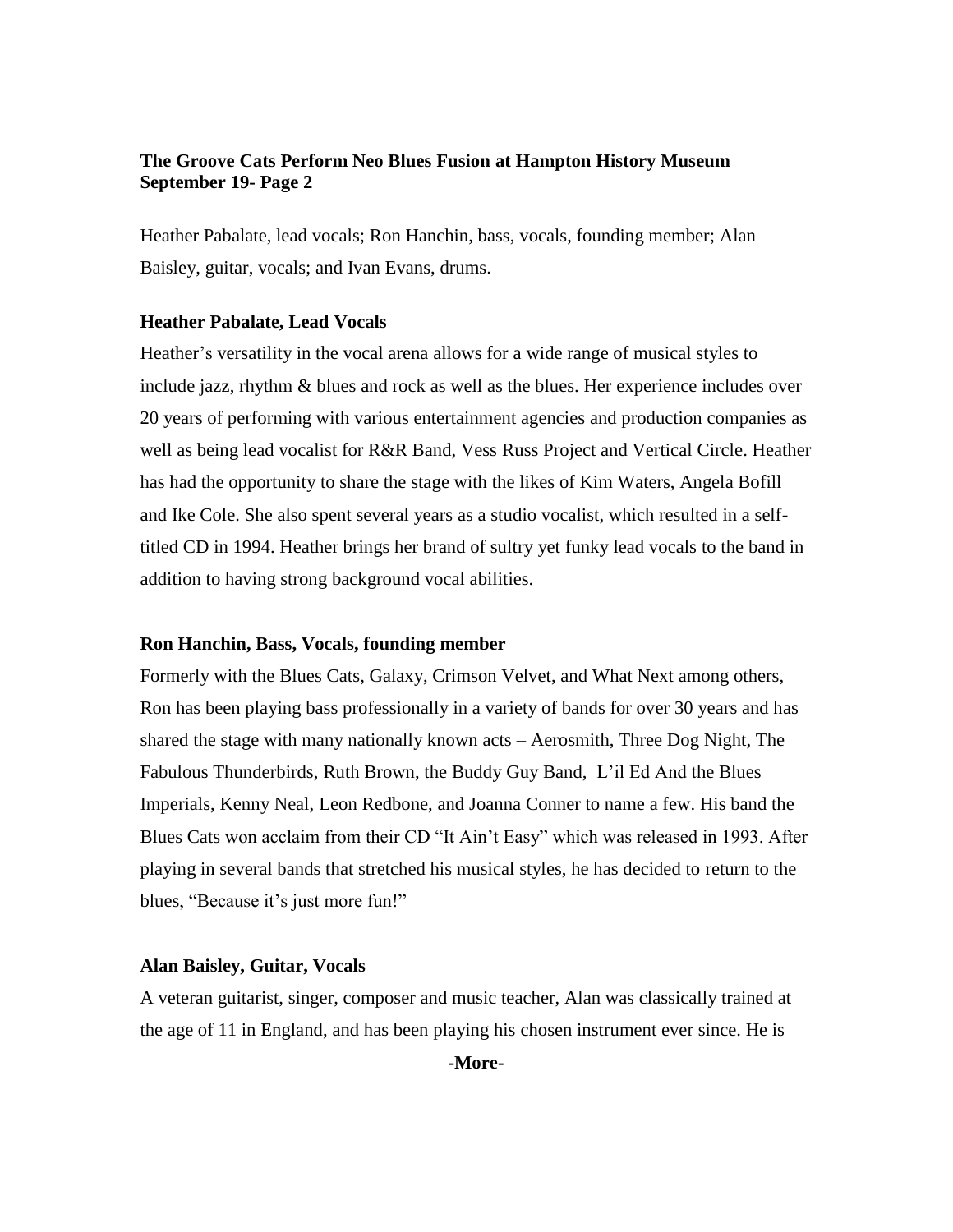Heather Pabalate, lead vocals; Ron Hanchin, bass, vocals, founding member; Alan Baisley, guitar, vocals; and Ivan Evans, drums.

**Heather Pabalate, Lead Vocals**

Heather's versatility in the vocal arena allows for a wide range of musical styles to include jazz, rhythm & blues and rock as well as the blues. Her experience includes over 20 years of performing with various entertainment agencies and production companies as well as being lead vocalist for R&R Band, Vess Russ Project and Vertical Circle. Heather has had the opportunity to share the stage with the likes of Kim Waters, Angela Bofill and Ike Cole. She also spent several years as a studio vocalist, which resulted in a self-titled CD in 1994. Heather brings her brand of sultry yet funky lead vocals to the band in addition to having strong background vocal abilities.

**Ron Hanchin, Bass, Vocals, founding member**

Formerly with the Blues Cats, Galaxy, Crimson Velvet, and What Next among others, Ron has been playing bass professionally in a variety of bands for over 30 years and has shared the stage with many nationally known acts – Aerosmith, Three Dog Night, The Fabulous Thunderbirds, Ruth Brown, the Buddy Guy Band, L'il Ed And the Blues Imperials, Kenny Neal, Leon Redbone, and Joanna Conner to name a few. His band the Blues Cats won acclaim from their CD "It Ain't Easy" which was released in 1993. After playing in several bands that stretched his musical styles, he has decided to return to the blues, "Because it's just more fun!"

**Alan Baisley, Guitar, Vocals**

A veteran guitarist, singer, composer and music teacher, Alan was classically trained at the age of 11 in England, and has been playing his chosen instrument ever since. He is

**-More-**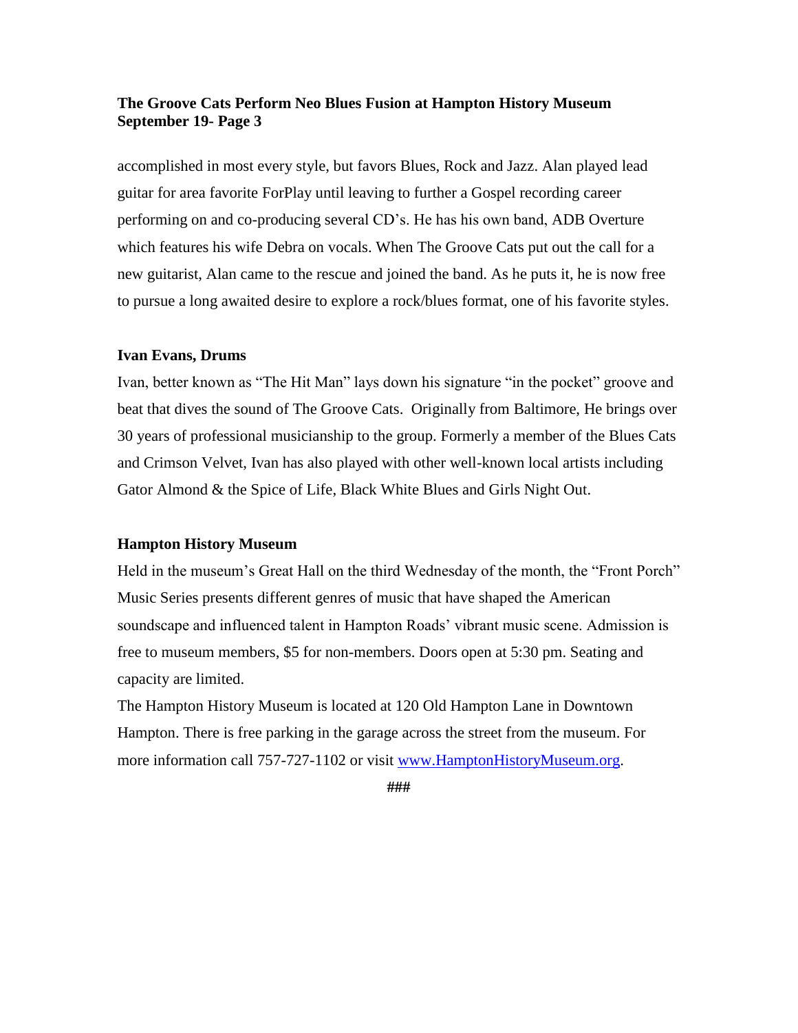accomplished in most every style, but favors Blues, Rock and Jazz. Alan played lead guitar for area favorite ForPlay until leaving to further a Gospel recording career performing on and co-producing several CD's. He has his own band, ADB Overture which features his wife Debra on vocals. When The Groove Cats put out the call for a new guitarist, Alan came to the rescue and joined the band. As he puts it, he is now free to pursue a long awaited desire to explore a rock/blues format, one of his favorite styles.

**Ivan Evans, Drums**

Ivan, better known as "The Hit Man" lays down his signature "in the pocket" groove and beat that dives the sound of The Groove Cats. Originally from Baltimore, He brings over 30 years of professional musicianship to the group. Formerly a member of the Blues Cats and Crimson Velvet, Ivan has also played with other well-known local artists including Gator Almond & the Spice of Life, Black White Blues and Girls Night Out.

**Hampton History Museum**

Held in the museum's Great Hall on the third Wednesday of the month, the "Front Porch" Music Series presents different genres of music that have shaped the American soundscape and influenced talent in Hampton Roads' vibrant music scene. Admission is free to museum members, $5 for non-members. Doors open at 5:30 pm. Seating and capacity are limited.

The Hampton History Museum is located at 120 Old Hampton Lane in Downtown Hampton. There is free parking in the garage across the street from the museum. For more information call 757-727-1102 or visit [www.HamptonHistoryMuseum.org](http://www.HamptonHistoryMuseum.org).

###